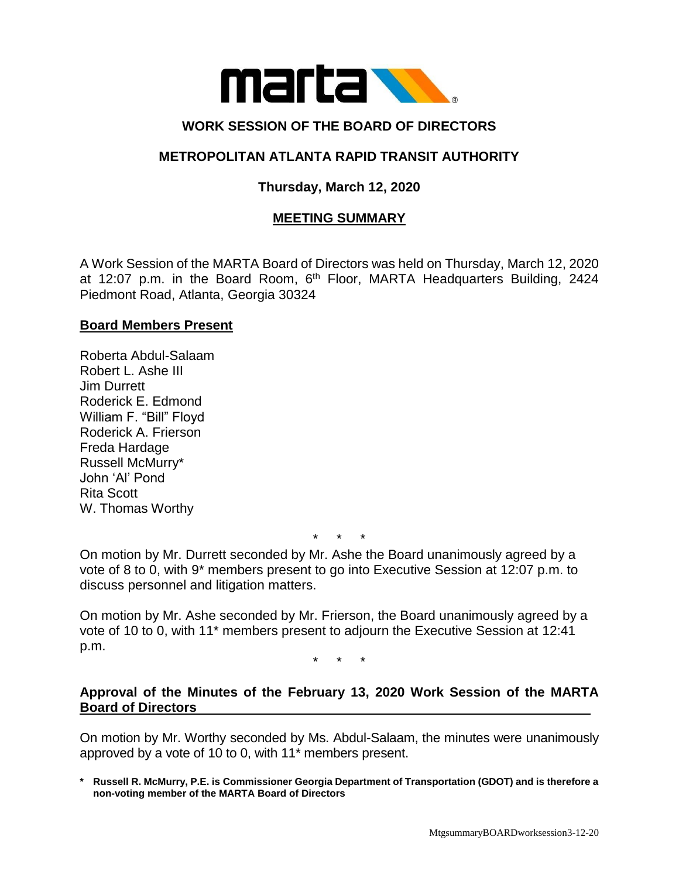marta

# WORK SESSION OF THE BOARD OF DIRECTORS

## METROPOLITAN ATLANTA RAPID TRANSIT AUTHORITY

### Thursday, March 12, 2020

### MEETING SUMMARY

A Work Session of the MARTA Board of Directors was held on Thursday, March 12, 2020 at 12:07 p.m. in the Board Room, 6th Floor, MARTA Headquarters Building, 2424 Piedmont Road, Atlanta, Georgia 30324

**Board Members Present**

Roberta Abdul-Salaam
Robert L. Ashe III
Jim Durrett
Roderick E. Edmond
William F. "Bill" Floyd
Roderick A. Frierson
Freda Hardage
Russell McMurry*
John 'Al' Pond
Rita Scott
W. Thomas Worthy

\* \* \*

On motion by Mr. Durrett seconded by Mr. Ashe the Board unanimously agreed by a vote of 8 to 0, with 9* members present to go into Executive Session at 12:07 p.m. to discuss personnel and litigation matters.

On motion by Mr. Ashe seconded by Mr. Frierson, the Board unanimously agreed by a vote of 10 to 0, with 11* members present to adjourn the Executive Session at 12:41 p.m.

\* \* \*

**Approval of the Minutes of the February 13, 2020 Work Session of the MARTA Board of Directors**

On motion by Mr. Worthy seconded by Ms. Abdul-Salaam, the minutes were unanimously approved by a vote of 10 to 0, with 11* members present.

**\* Russell R. McMurry, P.E. is Commissioner Georgia Department of Transportation (GDOT) and is therefore a non-voting member of the MARTA Board of Directors**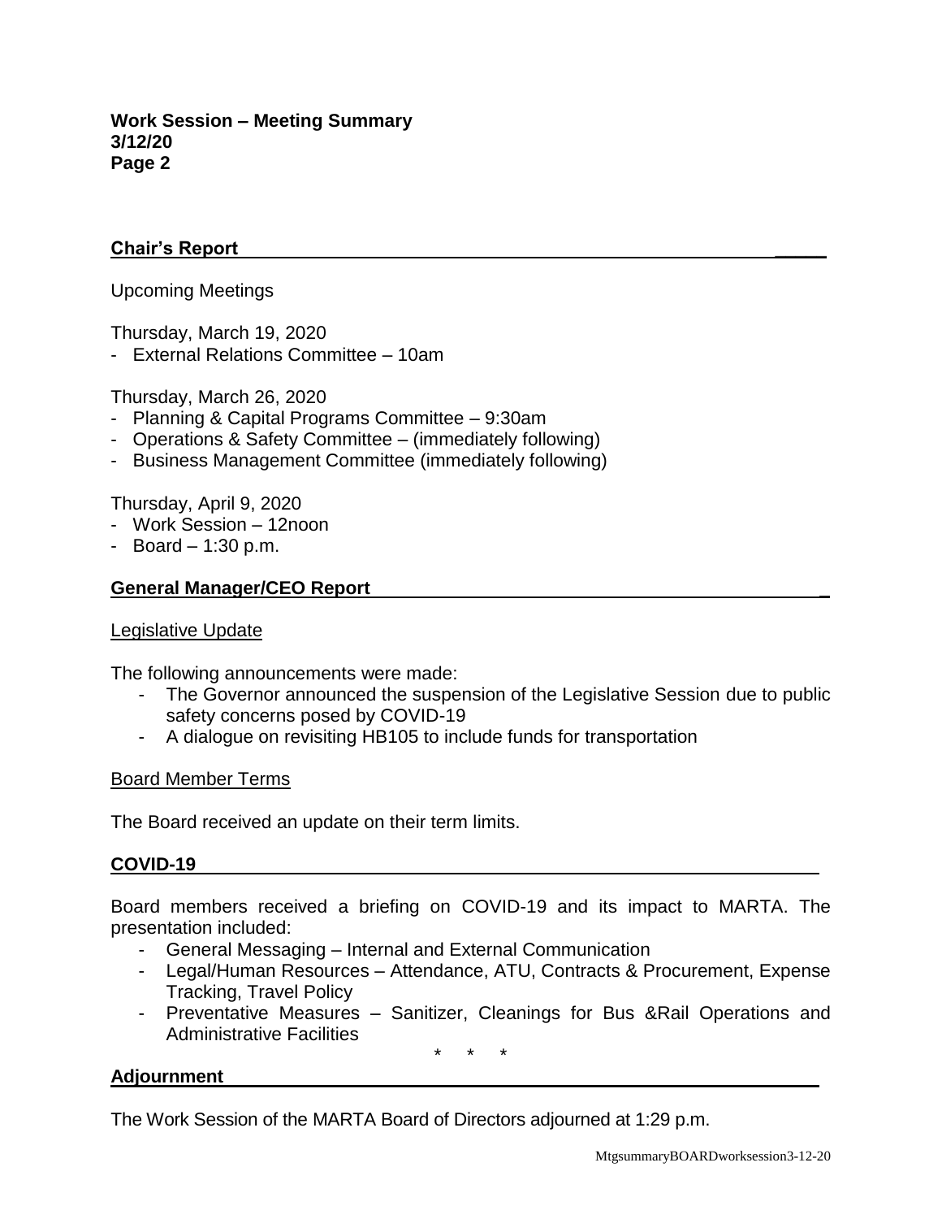## Chair's Report

Upcoming Meetings

Thursday, March 19, 2020
- External Relations Committee – 10am

Thursday, March 26, 2020
- Planning & Capital Programs Committee – 9:30am
- Operations & Safety Committee – (immediately following)
- Business Management Committee (immediately following)

Thursday, April 9, 2020
- Work Session – 12noon
- Board – 1:30 p.m.

## General Manager/CEO Report

Legislative Update

The following announcements were made:
- The Governor announced the suspension of the Legislative Session due to public safety concerns posed by COVID-19
- A dialogue on revisiting HB105 to include funds for transportation

Board Member Terms

The Board received an update on their term limits.

## COVID-19

Board members received a briefing on COVID-19 and its impact to MARTA. The presentation included:
- General Messaging – Internal and External Communication
- Legal/Human Resources – Attendance, ATU, Contracts & Procurement, Expense Tracking, Travel Policy
- Preventative Measures – Sanitizer, Cleanings for Bus &Rail Operations and Administrative Facilities

\* \* \*

## Adjournment

The Work Session of the MARTA Board of Directors adjourned at 1:29 p.m.